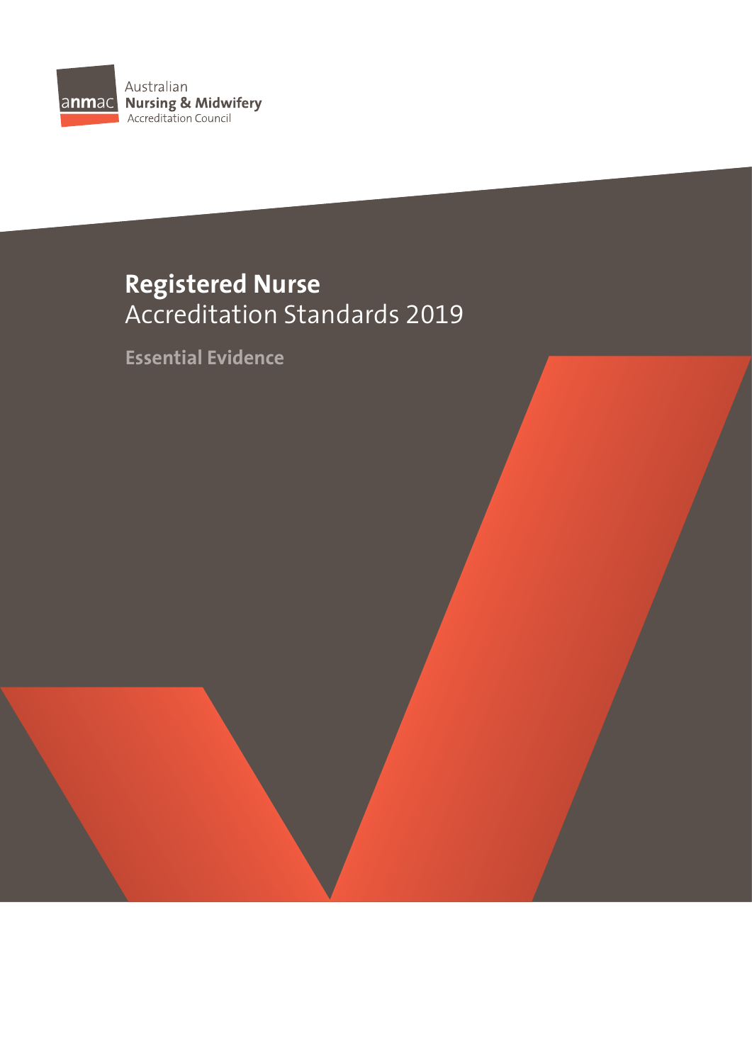Australian
**Nursing & Midwifery**
Accreditation Council

# Registered Nurse
## Accreditation Standards 2019

### Essential Evidence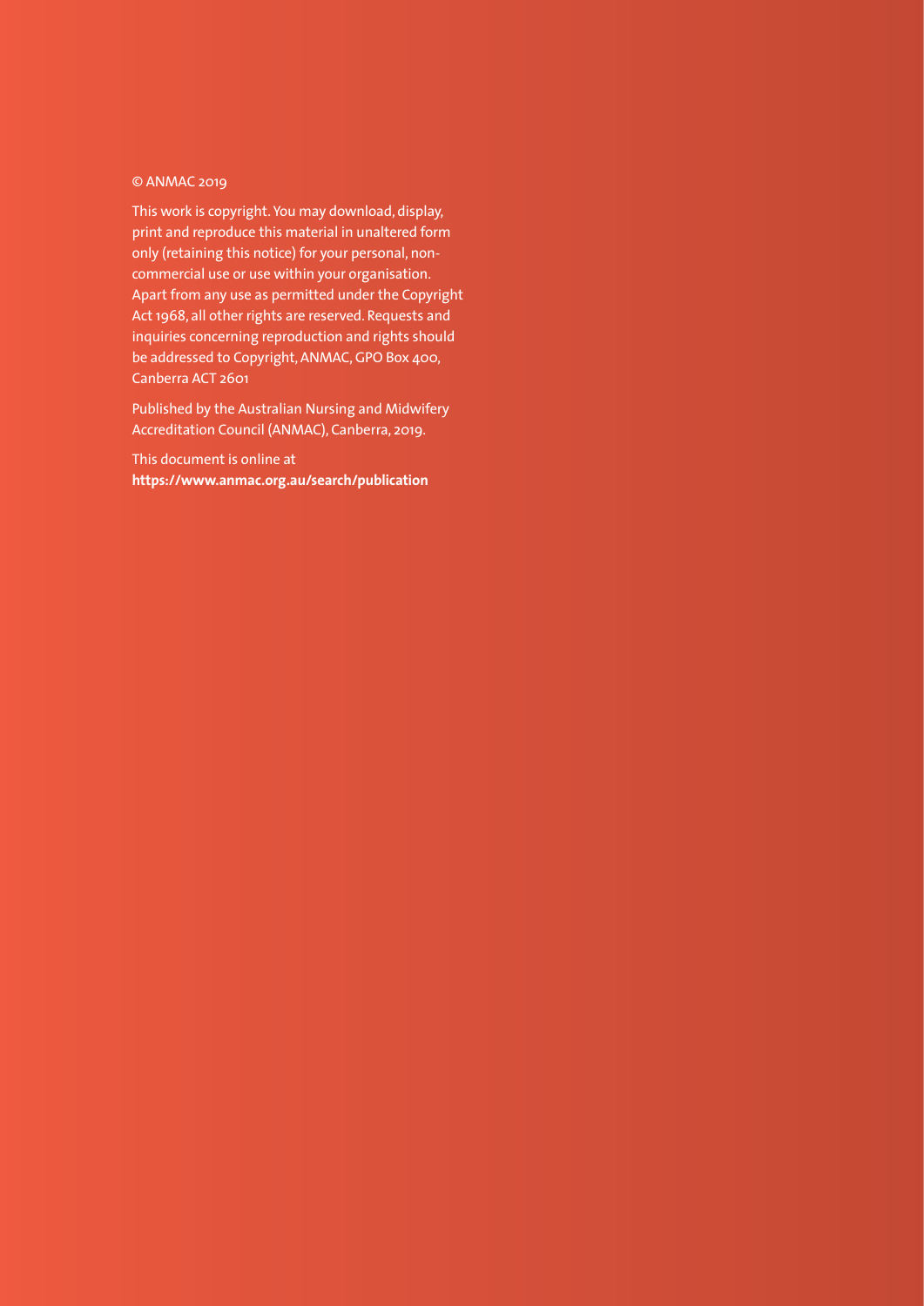© ANMAC 2019

This work is copyright. You may download, display, print and reproduce this material in unaltered form only (retaining this notice) for your personal, non-commercial use or use within your organisation. Apart from any use as permitted under the Copyright Act 1968, all other rights are reserved. Requests and inquiries concerning reproduction and rights should be addressed to Copyright, ANMAC, GPO Box 400, Canberra ACT 2601

Published by the Australian Nursing and Midwifery Accreditation Council (ANMAC), Canberra, 2019.

This document is online at
**https://www.anmac.org.au/search/publication**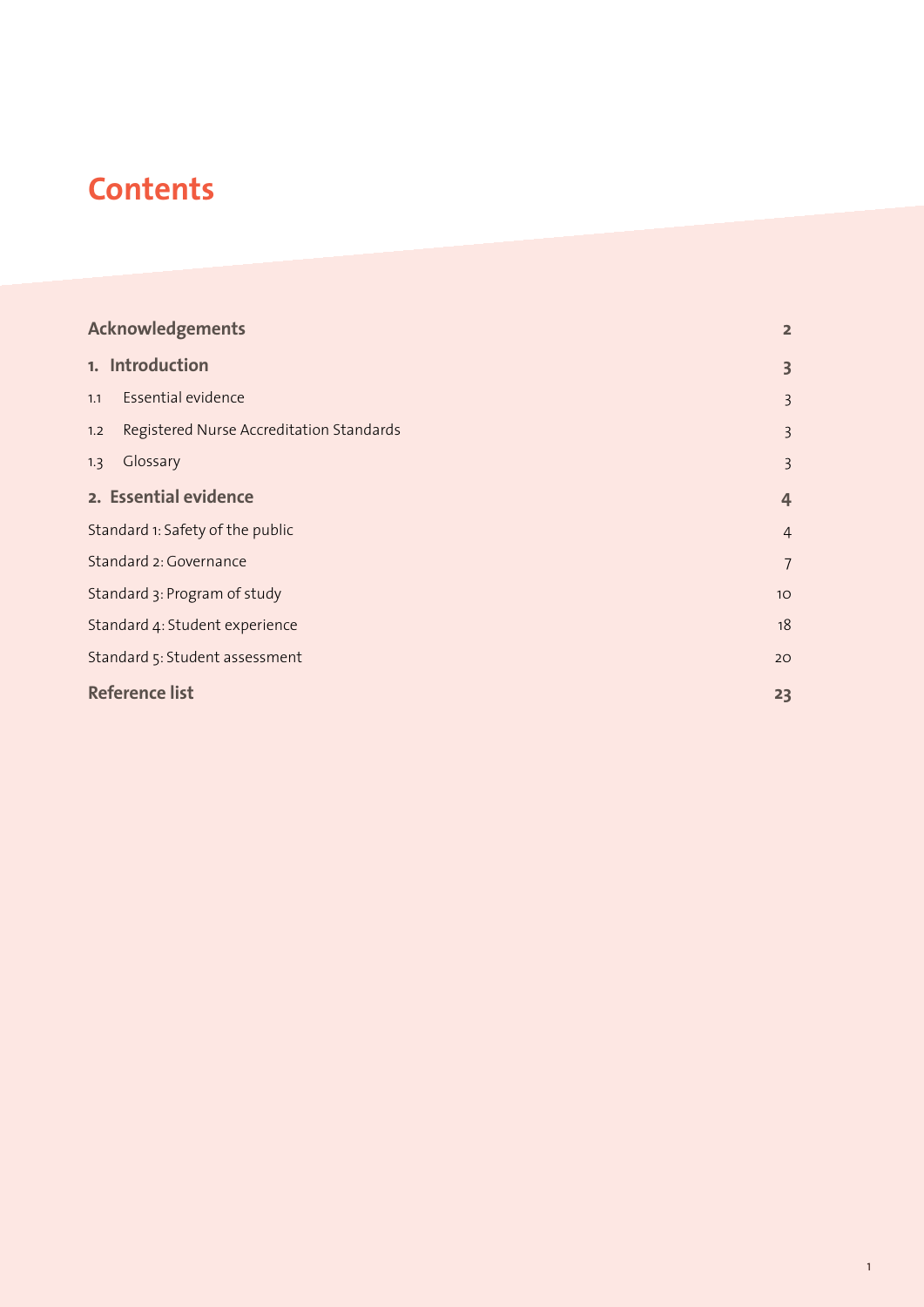# Contents

| | |
|---|---|
| **Acknowledgements** | **2** |
| **1. Introduction** | **3** |
| 1.1 Essential evidence | 3 |
| 1.2 Registered Nurse Accreditation Standards | 3 |
| 1.3 Glossary | 3 |
| **2. Essential evidence** | **4** |
| Standard 1: Safety of the public | 4 |
| Standard 2: Governance | 7 |
| Standard 3: Program of study | 10 |
| Standard 4: Student experience | 18 |
| Standard 5: Student assessment | 20 |
| **Reference list** | **23** |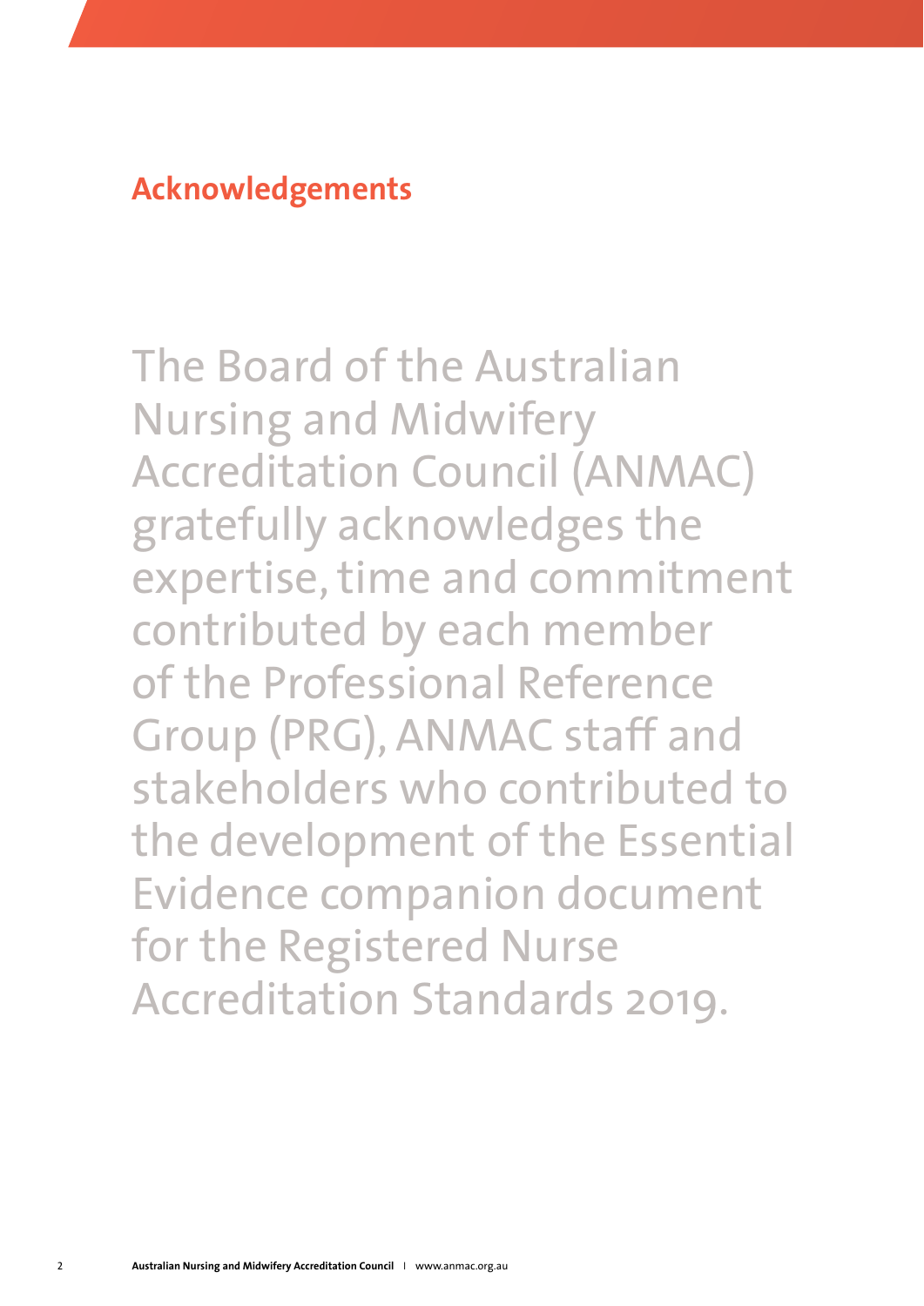## Acknowledgements

The Board of the Australian Nursing and Midwifery Accreditation Council (ANMAC) gratefully acknowledges the expertise, time and commitment contributed by each member of the Professional Reference Group (PRG), ANMAC staff and stakeholders who contributed to the development of the Essential Evidence companion document for the Registered Nurse Accreditation Standards 2019.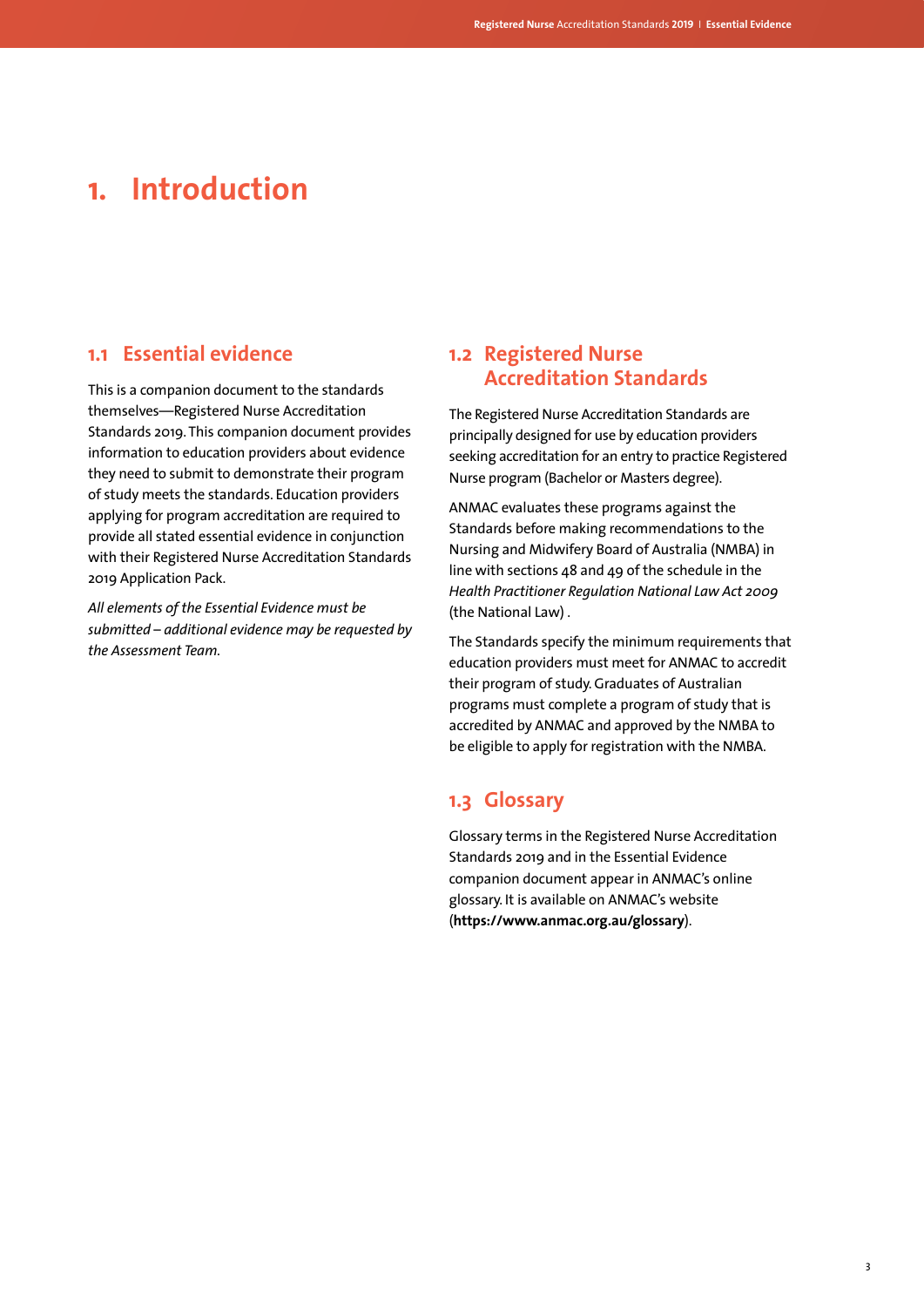# 1. Introduction

## 1.1 Essential evidence

This is a companion document to the standards themselves—Registered Nurse Accreditation Standards 2019. This companion document provides information to education providers about evidence they need to submit to demonstrate their program of study meets the standards. Education providers applying for program accreditation are required to provide all stated essential evidence in conjunction with their Registered Nurse Accreditation Standards 2019 Application Pack.

*All elements of the Essential Evidence must be submitted – additional evidence may be requested by the Assessment Team.*

## 1.2 Registered Nurse Accreditation Standards

The Registered Nurse Accreditation Standards are principally designed for use by education providers seeking accreditation for an entry to practice Registered Nurse program (Bachelor or Masters degree).

ANMAC evaluates these programs against the Standards before making recommendations to the Nursing and Midwifery Board of Australia (NMBA) in line with sections 48 and 49 of the schedule in the *Health Practitioner Regulation National Law Act 2009* (the National Law) .

The Standards specify the minimum requirements that education providers must meet for ANMAC to accredit their program of study. Graduates of Australian programs must complete a program of study that is accredited by ANMAC and approved by the NMBA to be eligible to apply for registration with the NMBA.

## 1.3 Glossary

Glossary terms in the Registered Nurse Accreditation Standards 2019 and in the Essential Evidence companion document appear in ANMAC's online glossary. It is available on ANMAC's website (**https://www.anmac.org.au/glossary**).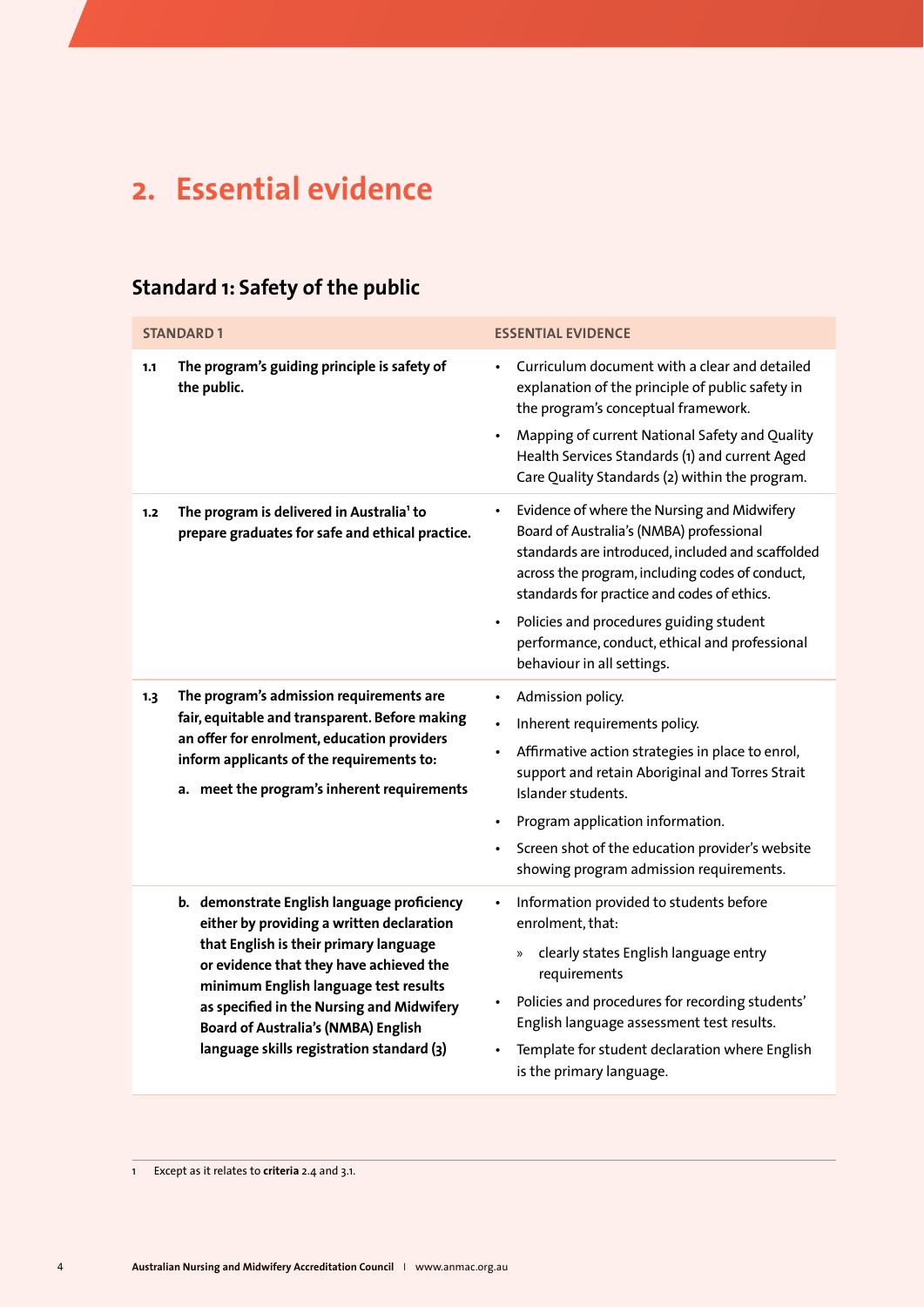# 2. Essential evidence

## Standard 1: Safety of the public

| STANDARD 1 | | ESSENTIAL EVIDENCE |
|---|---|---|
| 1.1 | **The program's guiding principle is safety of the public.** | • Curriculum document with a clear and detailed explanation of the principle of public safety in the program's conceptual framework.<br>• Mapping of current National Safety and Quality Health Services Standards (1) and current Aged Care Quality Standards (2) within the program. |
| 1.2 | **The program is delivered in Australia[1] to prepare graduates for safe and ethical practice.** | • Evidence of where the Nursing and Midwifery Board of Australia's (NMBA) professional standards are introduced, included and scaffolded across the program, including codes of conduct, standards for practice and codes of ethics.<br>• Policies and procedures guiding student performance, conduct, ethical and professional behaviour in all settings. |
| 1.3 | **The program's admission requirements are fair, equitable and transparent. Before making an offer for enrolment, education providers inform applicants of the requirements to:**<br>**a. meet the program's inherent requirements** | • Admission policy.<br>• Inherent requirements policy.<br>• Affirmative action strategies in place to enrol, support and retain Aboriginal and Torres Strait Islander students.<br>• Program application information.<br>• Screen shot of the education provider's website showing program admission requirements. |
| | **b. demonstrate English language proficiency either by providing a written declaration that English is their primary language or evidence that they have achieved the minimum English language test results as specified in the Nursing and Midwifery Board of Australia's (NMBA) English language skills registration standard (3)** | • Information provided to students before enrolment, that:<br>» clearly states English language entry requirements<br>• Policies and procedures for recording students' English language assessment test results.<br>• Template for student declaration where English is the primary language. |

[1] Except as it relates to **criteria** 2.4 and 3.1.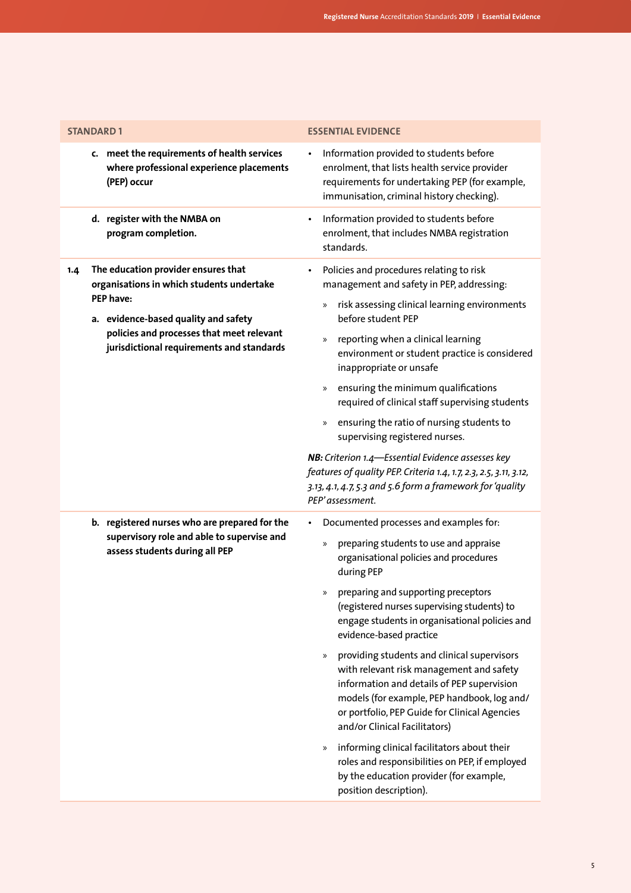| STANDARD 1 | ESSENTIAL EVIDENCE |
|---|---|
| **c. meet the requirements of health services where professional experience placements (PEP) occur** | • Information provided to students before enrolment, that lists health service provider requirements for undertaking PEP (for example, immunisation, criminal history checking). |
| **d. register with the NMBA on program completion.** | • Information provided to students before enrolment, that includes NMBA registration standards. |
| **1.4 The education provider ensures that organisations in which students undertake PEP have:**<br><br>**a. evidence-based quality and safety policies and processes that meet relevant jurisdictional requirements and standards** | • Policies and procedures relating to risk management and safety in PEP, addressing:<br>» risk assessing clinical learning environments before student PEP<br>» reporting when a clinical learning environment or student practice is considered inappropriate or unsafe<br>» ensuring the minimum qualifications required of clinical staff supervising students<br>» ensuring the ratio of nursing students to supervising registered nurses.<br><br>***NB:** Criterion 1.4—Essential Evidence assesses key features of quality PEP. Criteria 1.4, 1.7, 2.3, 2.5, 3.11, 3.12, 3.13, 4.1, 4.7, 5.3 and 5.6 form a framework for 'quality PEP' assessment.* |
| **b. registered nurses who are prepared for the supervisory role and able to supervise and assess students during all PEP** | • Documented processes and examples for:<br>» preparing students to use and appraise organisational policies and procedures during PEP<br>» preparing and supporting preceptors (registered nurses supervising students) to engage students in organisational policies and evidence-based practice<br>» providing students and clinical supervisors with relevant risk management and safety information and details of PEP supervision models (for example, PEP handbook, log and/or portfolio, PEP Guide for Clinical Agencies and/or Clinical Facilitators)<br>» informing clinical facilitators about their roles and responsibilities on PEP, if employed by the education provider (for example, position description). |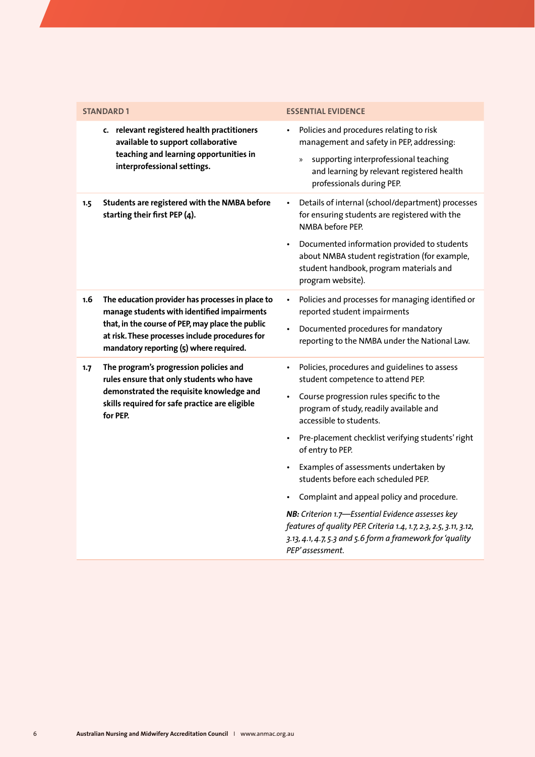| STANDARD 1 | | ESSENTIAL EVIDENCE |
|---|---|---|
| | **c. relevant registered health practitioners available to support collaborative teaching and learning opportunities in interprofessional settings.** | • Policies and procedures relating to risk management and safety in PEP, addressing:<br>» supporting interprofessional teaching and learning by relevant registered health professionals during PEP. |
| **1.5** | **Students are registered with the NMBA before starting their first PEP (4).** | • Details of internal (school/department) processes for ensuring students are registered with the NMBA before PEP.<br>• Documented information provided to students about NMBA student registration (for example, student handbook, program materials and program website). |
| **1.6** | **The education provider has processes in place to manage students with identified impairments that, in the course of PEP, may place the public at risk. These processes include procedures for mandatory reporting (5) where required.** | • Policies and processes for managing identified or reported student impairments<br>• Documented procedures for mandatory reporting to the NMBA under the National Law. |
| **1.7** | **The program's progression policies and rules ensure that only students who have demonstrated the requisite knowledge and skills required for safe practice are eligible for PEP.** | • Policies, procedures and guidelines to assess student competence to attend PEP.<br>• Course progression rules specific to the program of study, readily available and accessible to students.<br>• Pre-placement checklist verifying students' right of entry to PEP.<br>• Examples of assessments undertaken by students before each scheduled PEP.<br>• Complaint and appeal policy and procedure.<br>***NB:*** *Criterion 1.7—Essential Evidence assesses key features of quality PEP. Criteria 1.4, 1.7, 2.3, 2.5, 3.11, 3.12, 3.13, 4.1, 4.7, 5.3 and 5.6 form a framework for 'quality PEP' assessment.* |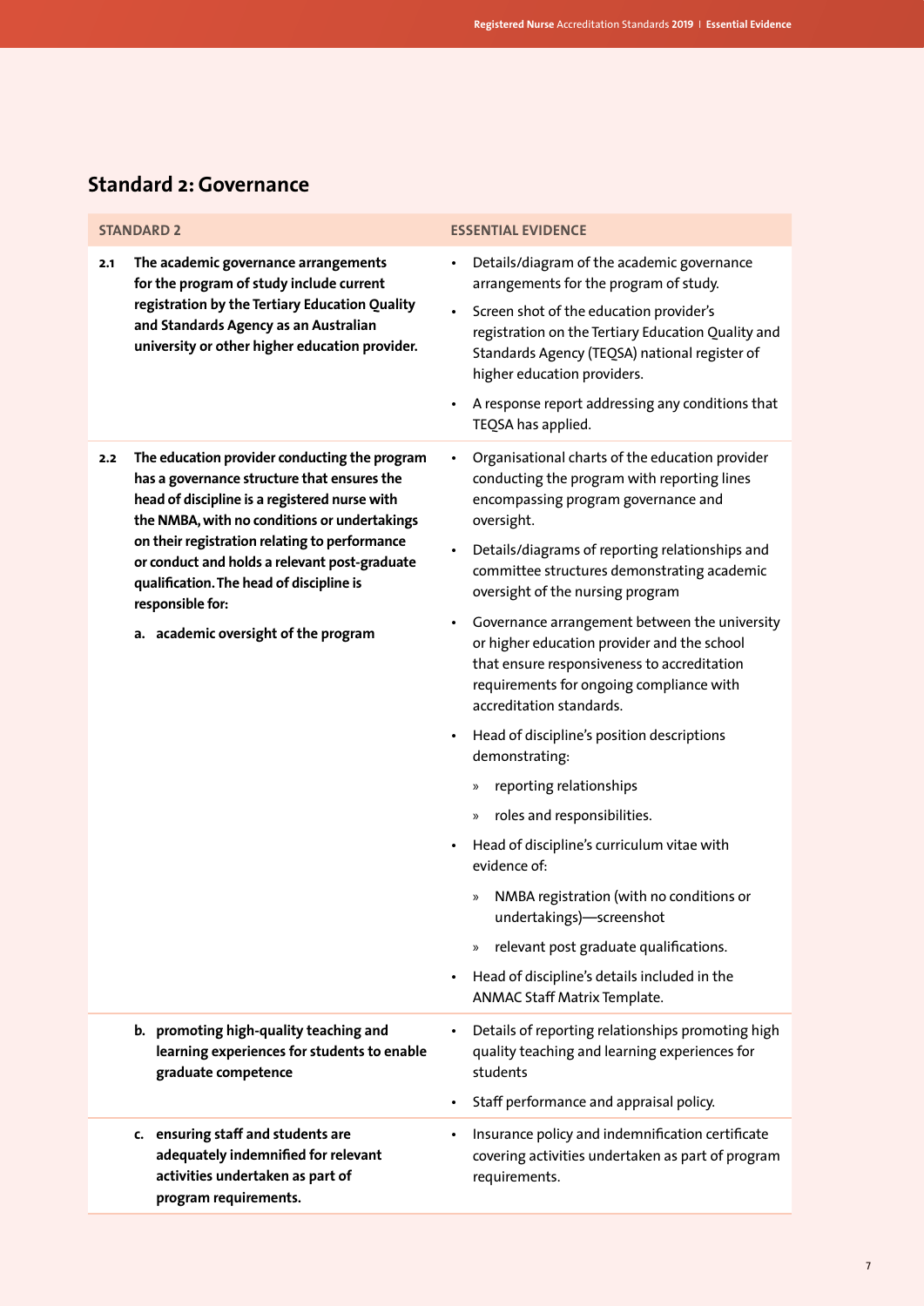## Standard 2: Governance

| STANDARD 2 | ESSENTIAL EVIDENCE |
| --- | --- |
| **2.1 The academic governance arrangements for the program of study include current registration by the Tertiary Education Quality and Standards Agency as an Australian university or other higher education provider.** | • Details/diagram of the academic governance arrangements for the program of study.<br>• Screen shot of the education provider's registration on the Tertiary Education Quality and Standards Agency (TEQSA) national register of higher education providers.<br>• A response report addressing any conditions that TEQSA has applied. |
| **2.2 The education provider conducting the program has a governance structure that ensures the head of discipline is a registered nurse with the NMBA, with no conditions or undertakings on their registration relating to performance or conduct and holds a relevant post-graduate qualification. The head of discipline is responsible for:**<br><br>**a. academic oversight of the program** | • Organisational charts of the education provider conducting the program with reporting lines encompassing program governance and oversight.<br>• Details/diagrams of reporting relationships and committee structures demonstrating academic oversight of the nursing program<br>• Governance arrangement between the university or higher education provider and the school that ensure responsiveness to accreditation requirements for ongoing compliance with accreditation standards.<br>• Head of discipline's position descriptions demonstrating:<br>» reporting relationships<br>» roles and responsibilities.<br>• Head of discipline's curriculum vitae with evidence of:<br>» NMBA registration (with no conditions or undertakings)—screenshot<br>» relevant post graduate qualifications.<br>• Head of discipline's details included in the ANMAC Staff Matrix Template. |
| **b. promoting high-quality teaching and learning experiences for students to enable graduate competence** | • Details of reporting relationships promoting high quality teaching and learning experiences for students<br>• Staff performance and appraisal policy. |
| **c. ensuring staff and students are adequately indemnified for relevant activities undertaken as part of program requirements.** | • Insurance policy and indemnification certificate covering activities undertaken as part of program requirements. |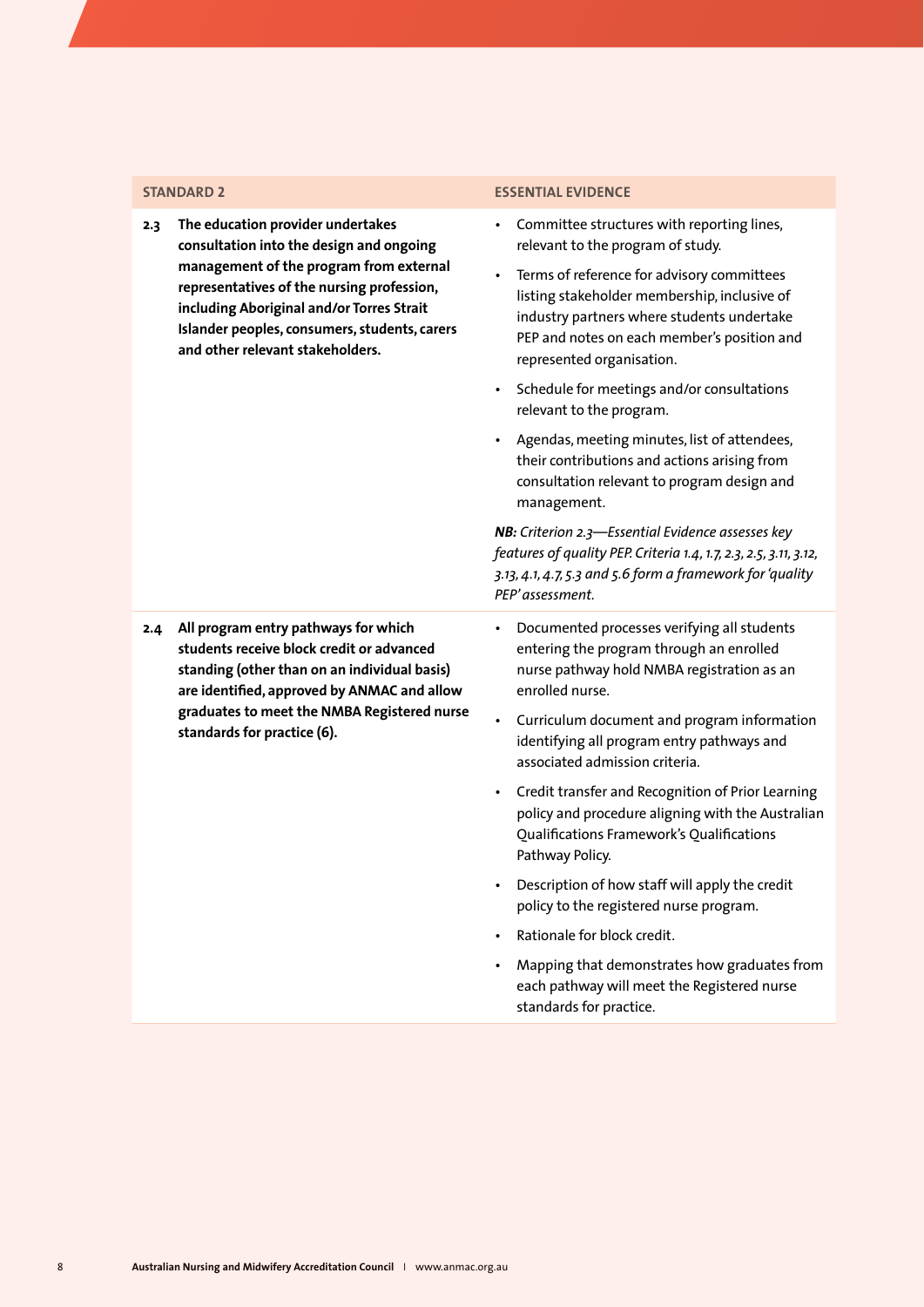| STANDARD 2 | ESSENTIAL EVIDENCE |
|---|---|
| **2.3 The education provider undertakes consultation into the design and ongoing management of the program from external representatives of the nursing profession, including Aboriginal and/or Torres Strait Islander peoples, consumers, students, carers and other relevant stakeholders.** | • Committee structures with reporting lines, relevant to the program of study.<br>• Terms of reference for advisory committees listing stakeholder membership, inclusive of industry partners where students undertake PEP and notes on each member's position and represented organisation.<br>• Schedule for meetings and/or consultations relevant to the program.<br>• Agendas, meeting minutes, list of attendees, their contributions and actions arising from consultation relevant to program design and management.<br>***NB:*** *Criterion 2.3—Essential Evidence assesses key features of quality PEP. Criteria 1.4, 1.7, 2.3, 2.5, 3.11, 3.12, 3.13, 4.1, 4.7, 5.3 and 5.6 form a framework for 'quality PEP' assessment.* |
| **2.4 All program entry pathways for which students receive block credit or advanced standing (other than on an individual basis) are identified, approved by ANMAC and allow graduates to meet the NMBA Registered nurse standards for practice (6).** | • Documented processes verifying all students entering the program through an enrolled nurse pathway hold NMBA registration as an enrolled nurse.<br>• Curriculum document and program information identifying all program entry pathways and associated admission criteria.<br>• Credit transfer and Recognition of Prior Learning policy and procedure aligning with the Australian Qualifications Framework's Qualifications Pathway Policy.<br>• Description of how staff will apply the credit policy to the registered nurse program.<br>• Rationale for block credit.<br>• Mapping that demonstrates how graduates from each pathway will meet the Registered nurse standards for practice. |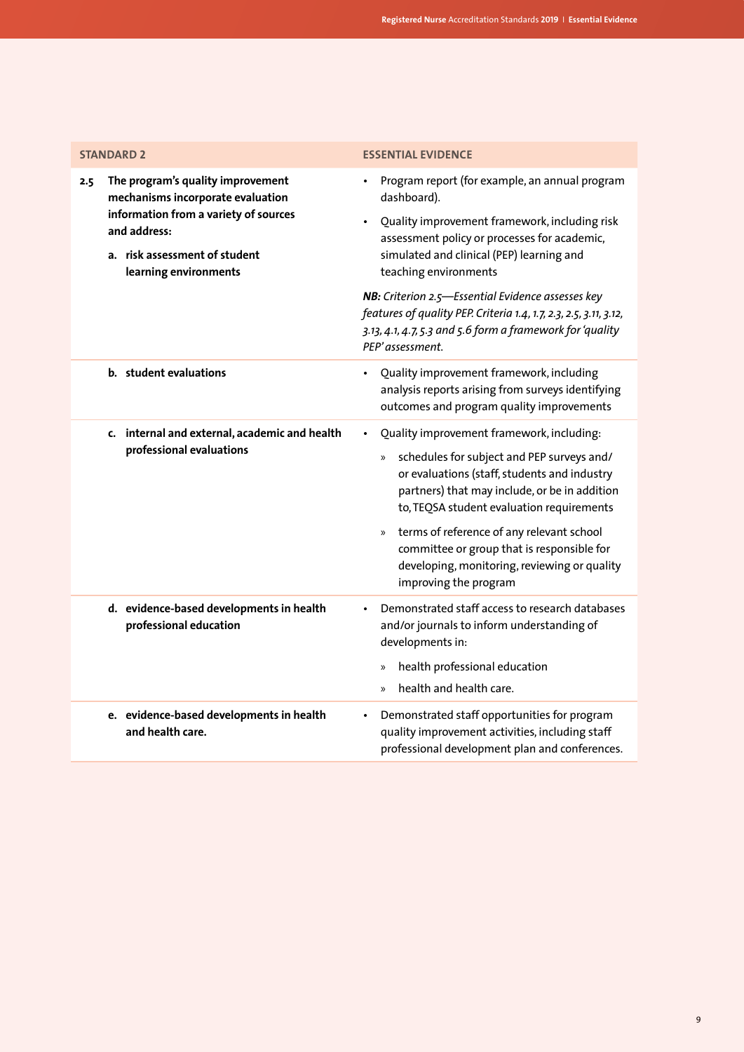| STANDARD 2 | ESSENTIAL EVIDENCE |
|---|---|
| **2.5 The program's quality improvement mechanisms incorporate evaluation information from a variety of sources and address:**<br><br>**a. risk assessment of student learning environments** | • Program report (for example, an annual program dashboard).<br>• Quality improvement framework, including risk assessment policy or processes for academic, simulated and clinical (PEP) learning and teaching environments<br><br>***NB:*** *Criterion 2.5—Essential Evidence assesses key features of quality PEP. Criteria 1.4, 1.7, 2.3, 2.5, 3.11, 3.12, 3.13, 4.1, 4.7, 5.3 and 5.6 form a framework for 'quality PEP' assessment.* |
| **b. student evaluations** | • Quality improvement framework, including analysis reports arising from surveys identifying outcomes and program quality improvements |
| **c. internal and external, academic and health professional evaluations** | • Quality improvement framework, including:<br>» schedules for subject and PEP surveys and/or evaluations (staff, students and industry partners) that may include, or be in addition to, TEQSA student evaluation requirements<br>» terms of reference of any relevant school committee or group that is responsible for developing, monitoring, reviewing or quality improving the program |
| **d. evidence-based developments in health professional education** | • Demonstrated staff access to research databases and/or journals to inform understanding of developments in:<br>» health professional education<br>» health and health care. |
| **e. evidence-based developments in health and health care.** | • Demonstrated staff opportunities for program quality improvement activities, including staff professional development plan and conferences. |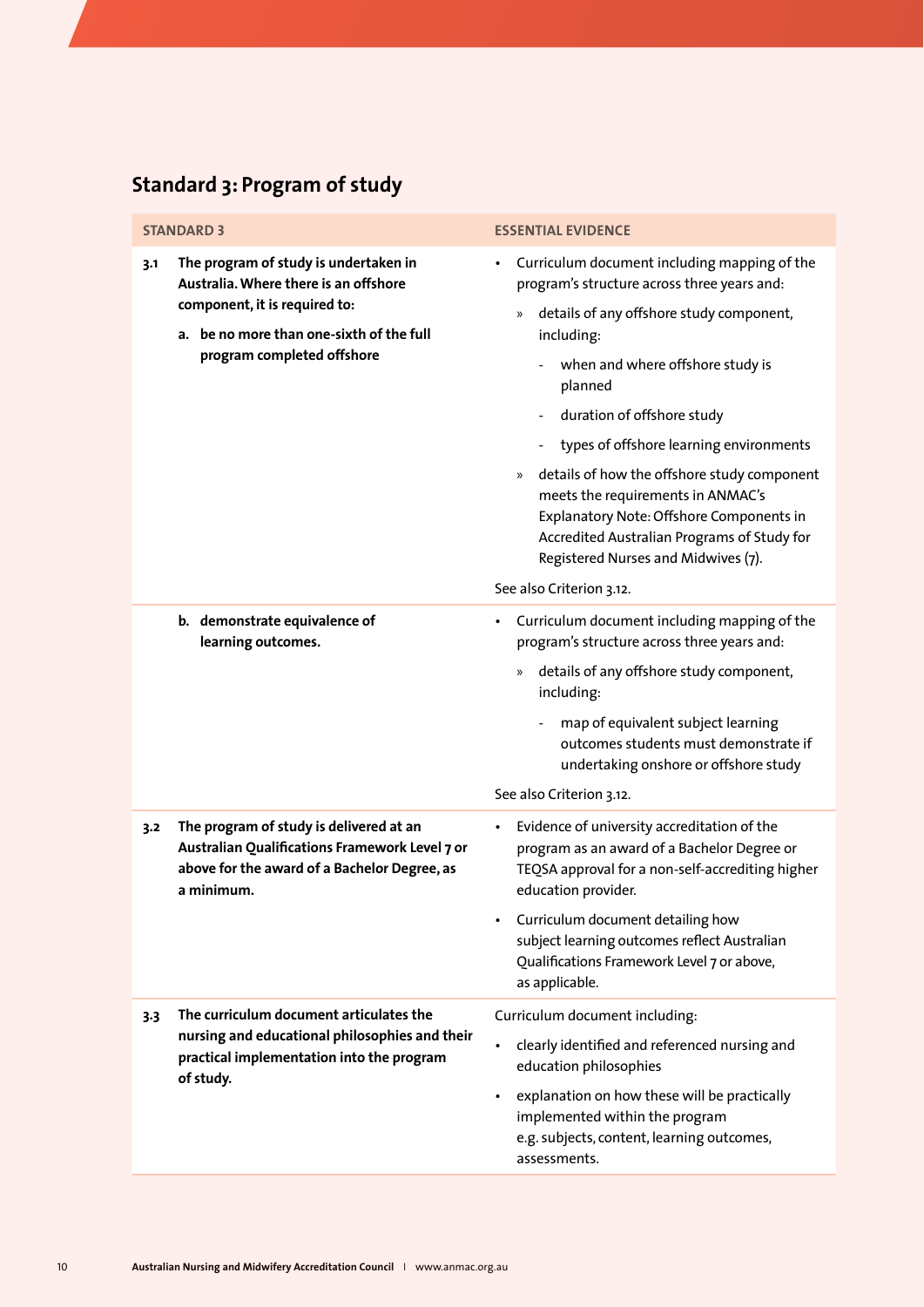## Standard 3: Program of study

| STANDARD 3 | ESSENTIAL EVIDENCE |
|---|---|
| **3.1 The program of study is undertaken in Australia. Where there is an offshore component, it is required to:**<br><br>**a. be no more than one-sixth of the full program completed offshore** | • Curriculum document including mapping of the program's structure across three years and:<br>» details of any offshore study component, including:<br>- when and where offshore study is planned<br>- duration of offshore study<br>- types of offshore learning environments<br>» details of how the offshore study component meets the requirements in ANMAC's Explanatory Note: Offshore Components in Accredited Australian Programs of Study for Registered Nurses and Midwives (7).<br><br>See also Criterion 3.12. |
| **b. demonstrate equivalence of learning outcomes.** | • Curriculum document including mapping of the program's structure across three years and:<br>» details of any offshore study component, including:<br>- map of equivalent subject learning outcomes students must demonstrate if undertaking onshore or offshore study<br><br>See also Criterion 3.12. |
| **3.2 The program of study is delivered at an Australian Qualifications Framework Level 7 or above for the award of a Bachelor Degree, as a minimum.** | • Evidence of university accreditation of the program as an award of a Bachelor Degree or TEQSA approval for a non-self-accrediting higher education provider.<br>• Curriculum document detailing how subject learning outcomes reflect Australian Qualifications Framework Level 7 or above, as applicable. |
| **3.3 The curriculum document articulates the nursing and educational philosophies and their practical implementation into the program of study.** | Curriculum document including:<br>• clearly identified and referenced nursing and education philosophies<br>• explanation on how these will be practically implemented within the program e.g. subjects, content, learning outcomes, assessments. |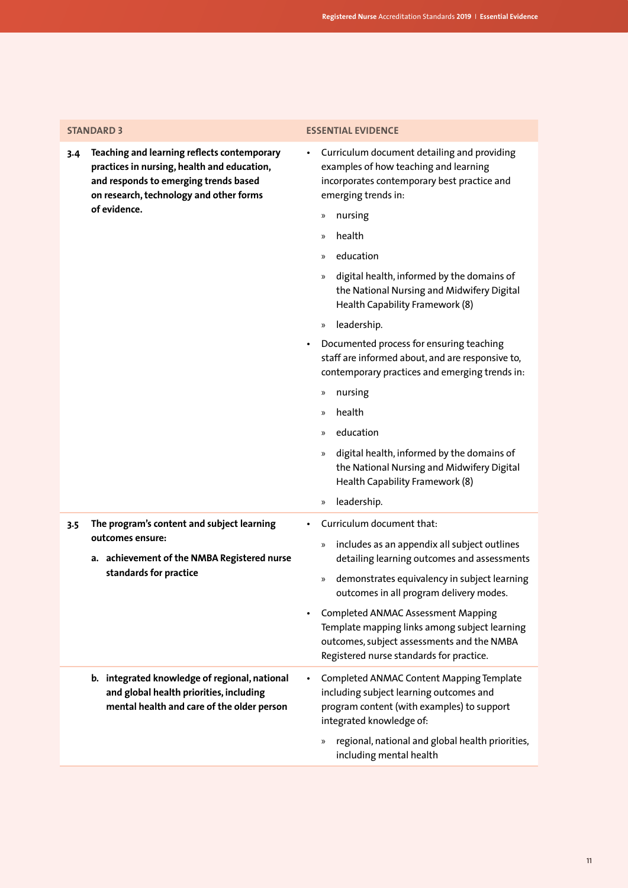| STANDARD 3 | ESSENTIAL EVIDENCE |
|---|---|
| **3.4 Teaching and learning reflects contemporary practices in nursing, health and education, and responds to emerging trends based on research, technology and other forms of evidence.** | • Curriculum document detailing and providing examples of how teaching and learning incorporates contemporary best practice and emerging trends in:<br>» nursing<br>» health<br>» education<br>» digital health, informed by the domains of the National Nursing and Midwifery Digital Health Capability Framework (8)<br>» leadership.<br>• Documented process for ensuring teaching staff are informed about, and are responsive to, contemporary practices and emerging trends in:<br>» nursing<br>» health<br>» education<br>» digital health, informed by the domains of the National Nursing and Midwifery Digital Health Capability Framework (8)<br>» leadership. |
| **3.5 The program's content and subject learning outcomes ensure:**<br>**a. achievement of the NMBA Registered nurse standards for practice** | • Curriculum document that:<br>» includes as an appendix all subject outlines detailing learning outcomes and assessments<br>» demonstrates equivalency in subject learning outcomes in all program delivery modes.<br>• Completed ANMAC Assessment Mapping Template mapping links among subject learning outcomes, subject assessments and the NMBA Registered nurse standards for practice. |
| **b. integrated knowledge of regional, national and global health priorities, including mental health and care of the older person** | • Completed ANMAC Content Mapping Template including subject learning outcomes and program content (with examples) to support integrated knowledge of:<br>» regional, national and global health priorities, including mental health |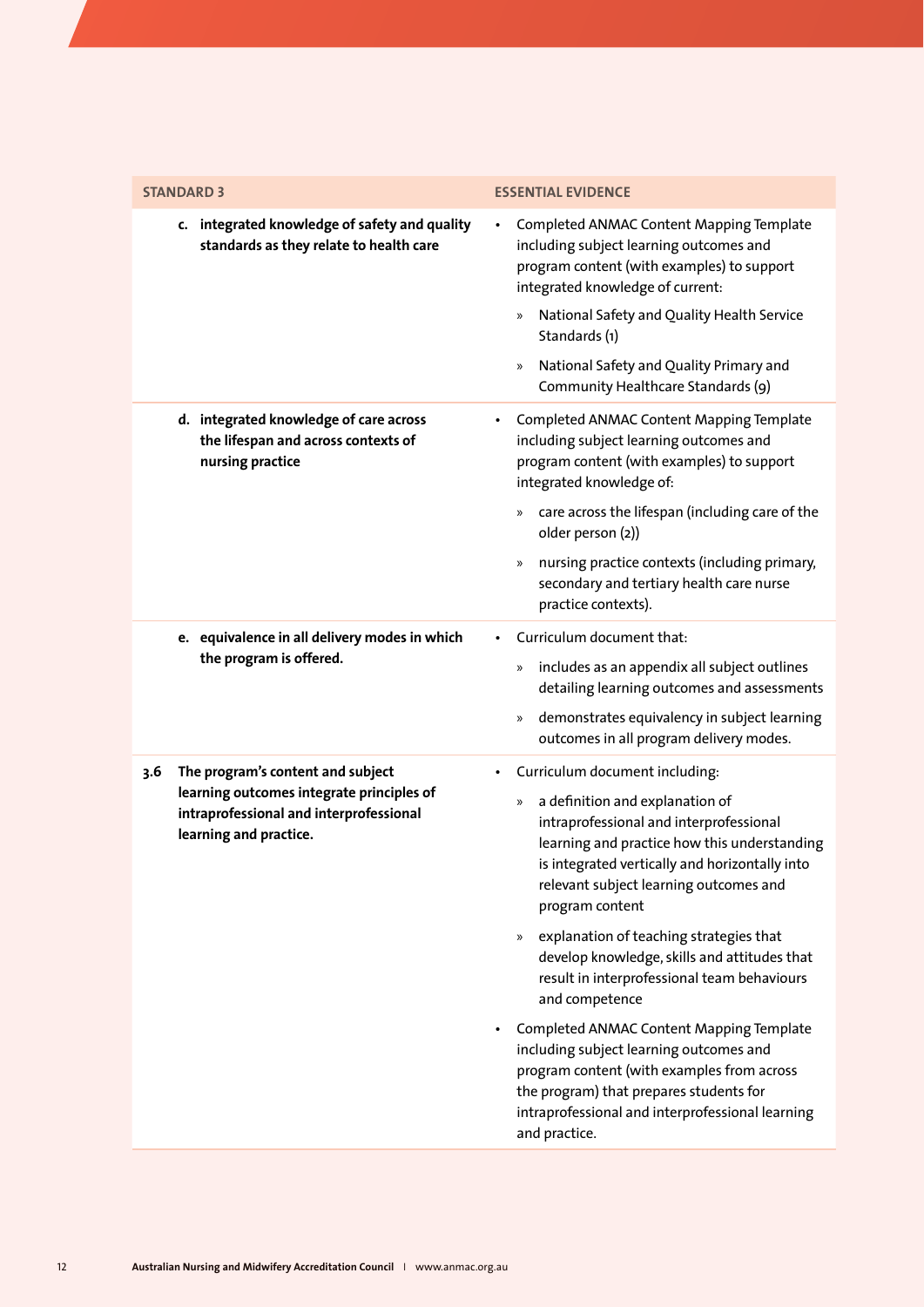| STANDARD 3 | ESSENTIAL EVIDENCE |
|---|---|
| **c. integrated knowledge of safety and quality standards as they relate to health care** | • Completed ANMAC Content Mapping Template including subject learning outcomes and program content (with examples) to support integrated knowledge of current:<br>» National Safety and Quality Health Service Standards (1)<br>» National Safety and Quality Primary and Community Healthcare Standards (9) |
| **d. integrated knowledge of care across the lifespan and across contexts of nursing practice** | • Completed ANMAC Content Mapping Template including subject learning outcomes and program content (with examples) to support integrated knowledge of:<br>» care across the lifespan (including care of the older person (2))<br>» nursing practice contexts (including primary, secondary and tertiary health care nurse practice contexts). |
| **e. equivalence in all delivery modes in which the program is offered.** | • Curriculum document that:<br>» includes as an appendix all subject outlines detailing learning outcomes and assessments<br>» demonstrates equivalency in subject learning outcomes in all program delivery modes. |
| **3.6 The program's content and subject learning outcomes integrate principles of intraprofessional and interprofessional learning and practice.** | • Curriculum document including:<br>» a definition and explanation of intraprofessional and interprofessional learning and practice how this understanding is integrated vertically and horizontally into relevant subject learning outcomes and program content<br>» explanation of teaching strategies that develop knowledge, skills and attitudes that result in interprofessional team behaviours and competence<br>• Completed ANMAC Content Mapping Template including subject learning outcomes and program content (with examples from across the program) that prepares students for intraprofessional and interprofessional learning and practice. |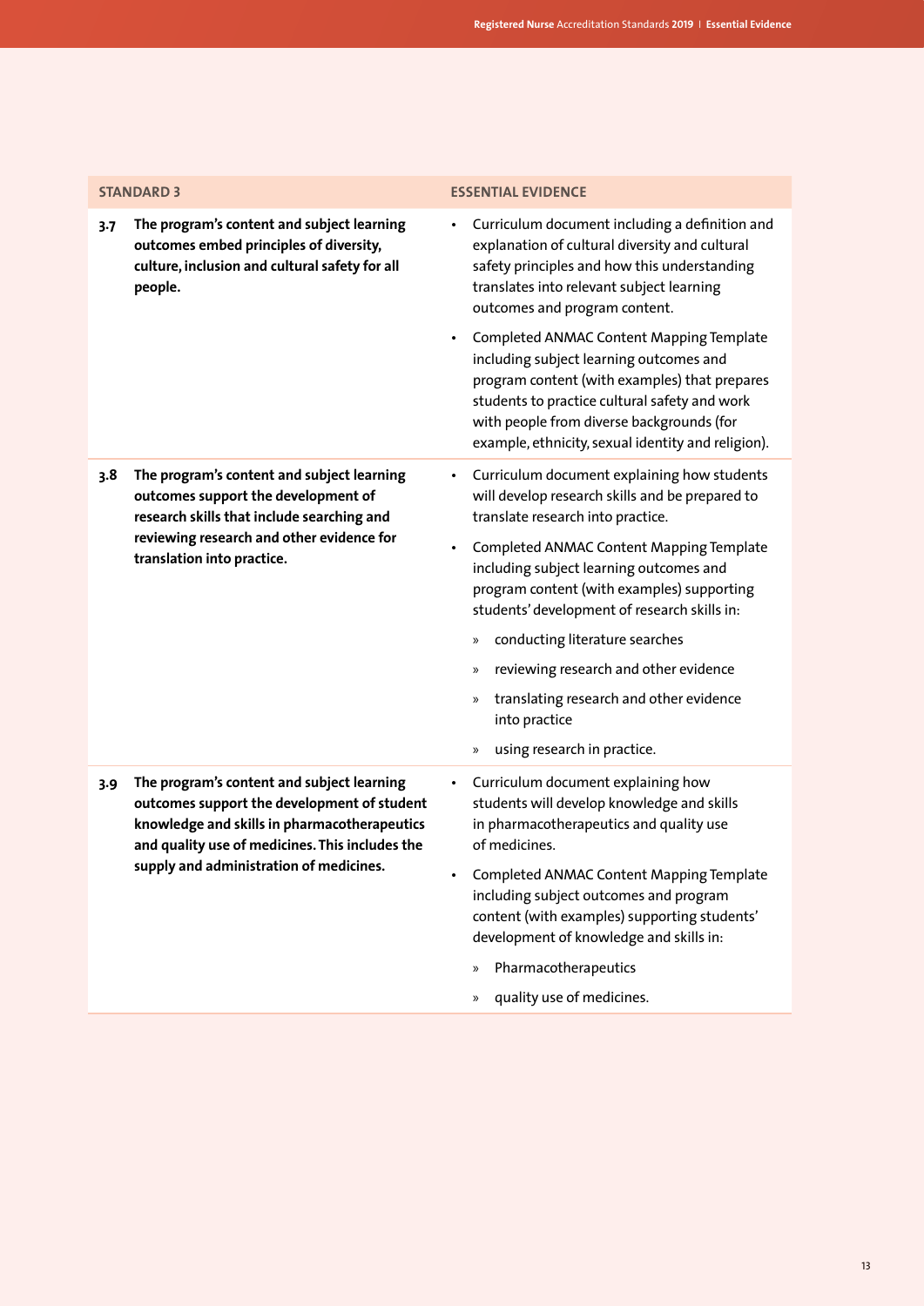| STANDARD 3 | | ESSENTIAL EVIDENCE |
|---|---|---|
| 3.7 | **The program's content and subject learning outcomes embed principles of diversity, culture, inclusion and cultural safety for all people.** | • Curriculum document including a definition and explanation of cultural diversity and cultural safety principles and how this understanding translates into relevant subject learning outcomes and program content.<br>• Completed ANMAC Content Mapping Template including subject learning outcomes and program content (with examples) that prepares students to practice cultural safety and work with people from diverse backgrounds (for example, ethnicity, sexual identity and religion). |
| 3.8 | **The program's content and subject learning outcomes support the development of research skills that include searching and reviewing research and other evidence for translation into practice.** | • Curriculum document explaining how students will develop research skills and be prepared to translate research into practice.<br>• Completed ANMAC Content Mapping Template including subject learning outcomes and program content (with examples) supporting students' development of research skills in:<br>» conducting literature searches<br>» reviewing research and other evidence<br>» translating research and other evidence into practice<br>» using research in practice. |
| 3.9 | **The program's content and subject learning outcomes support the development of student knowledge and skills in pharmacotherapeutics and quality use of medicines. This includes the supply and administration of medicines.** | • Curriculum document explaining how students will develop knowledge and skills in pharmacotherapeutics and quality use of medicines.<br>• Completed ANMAC Content Mapping Template including subject outcomes and program content (with examples) supporting students' development of knowledge and skills in:<br>» Pharmacotherapeutics<br>» quality use of medicines. |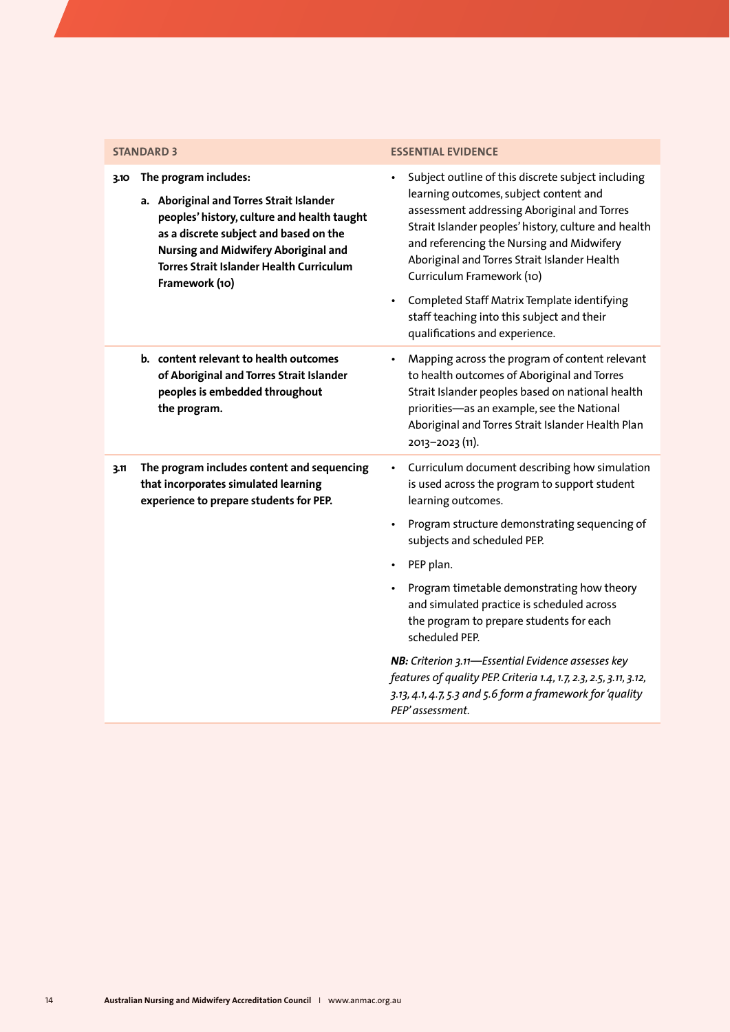| STANDARD 3 | ESSENTIAL EVIDENCE |
|---|---|
| **3.10 The program includes:**<br><br>**a. Aboriginal and Torres Strait Islander peoples' history, culture and health taught as a discrete subject and based on the Nursing and Midwifery Aboriginal and Torres Strait Islander Health Curriculum Framework (10)** | • Subject outline of this discrete subject including learning outcomes, subject content and assessment addressing Aboriginal and Torres Strait Islander peoples' history, culture and health and referencing the Nursing and Midwifery Aboriginal and Torres Strait Islander Health Curriculum Framework (10)<br><br>• Completed Staff Matrix Template identifying staff teaching into this subject and their qualifications and experience. |
| **b. content relevant to health outcomes of Aboriginal and Torres Strait Islander peoples is embedded throughout the program.** | • Mapping across the program of content relevant to health outcomes of Aboriginal and Torres Strait Islander peoples based on national health priorities—as an example, see the National Aboriginal and Torres Strait Islander Health Plan 2013–2023 (11). |
| **3.11 The program includes content and sequencing that incorporates simulated learning experience to prepare students for PEP.** | • Curriculum document describing how simulation is used across the program to support student learning outcomes.<br><br>• Program structure demonstrating sequencing of subjects and scheduled PEP.<br><br>• PEP plan.<br><br>• Program timetable demonstrating how theory and simulated practice is scheduled across the program to prepare students for each scheduled PEP.<br><br>***NB:*** *Criterion 3.11—Essential Evidence assesses key features of quality PEP. Criteria 1.4, 1.7, 2.3, 2.5, 3.11, 3.12, 3.13, 4.1, 4.7, 5.3 and 5.6 form a framework for 'quality PEP' assessment.* |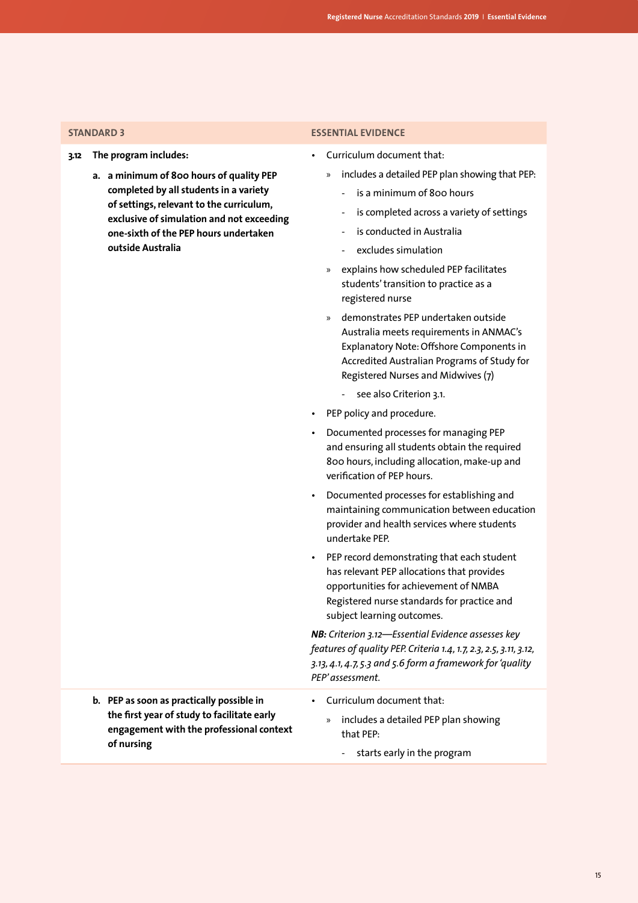| STANDARD 3 | ESSENTIAL EVIDENCE |
| --- | --- |
| **3.12 The program includes:**<br><br>**a. a minimum of 800 hours of quality PEP completed by all students in a variety of settings, relevant to the curriculum, exclusive of simulation and not exceeding one-sixth of the PEP hours undertaken outside Australia** | • Curriculum document that:<br>» includes a detailed PEP plan showing that PEP:<br>- is a minimum of 800 hours<br>- is completed across a variety of settings<br>- is conducted in Australia<br>- excludes simulation<br>» explains how scheduled PEP facilitates students' transition to practice as a registered nurse<br>» demonstrates PEP undertaken outside Australia meets requirements in ANMAC's Explanatory Note: Offshore Components in Accredited Australian Programs of Study for Registered Nurses and Midwives (7)<br>- see also Criterion 3.1.<br>• PEP policy and procedure.<br>• Documented processes for managing PEP and ensuring all students obtain the required 800 hours, including allocation, make-up and verification of PEP hours.<br>• Documented processes for establishing and maintaining communication between education provider and health services where students undertake PEP.<br>• PEP record demonstrating that each student has relevant PEP allocations that provides opportunities for achievement of NMBA Registered nurse standards for practice and subject learning outcomes.<br><br>***NB:** Criterion 3.12—Essential Evidence assesses key features of quality PEP. Criteria 1.4, 1.7, 2.3, 2.5, 3.11, 3.12, 3.13, 4.1, 4.7, 5.3 and 5.6 form a framework for 'quality PEP' assessment.* |
| **b. PEP as soon as practically possible in the first year of study to facilitate early engagement with the professional context of nursing** | • Curriculum document that:<br>» includes a detailed PEP plan showing that PEP:<br>- starts early in the program |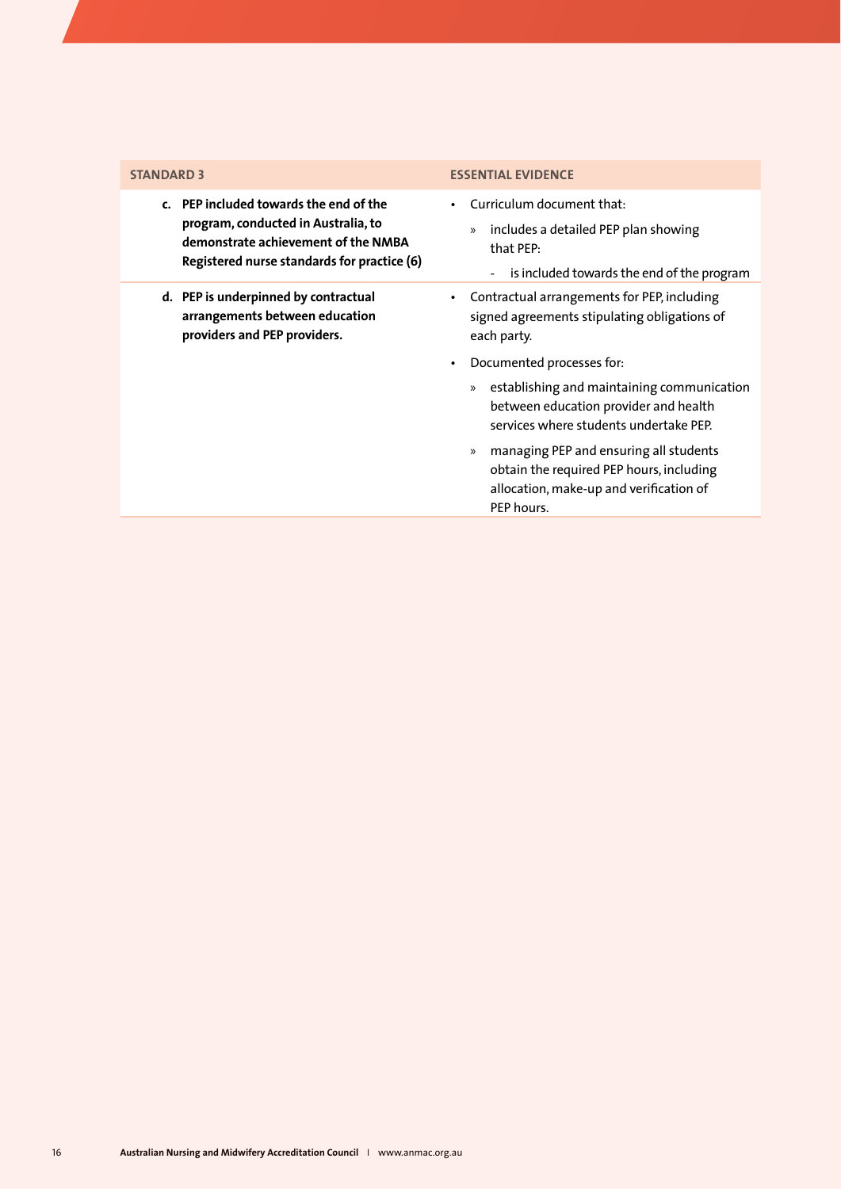| STANDARD 3 | ESSENTIAL EVIDENCE |
|---|---|
| **c. PEP included towards the end of the program, conducted in Australia, to demonstrate achievement of the NMBA Registered nurse standards for practice (6)** | • Curriculum document that:<br>» includes a detailed PEP plan showing that PEP:<br>- is included towards the end of the program |
| **d. PEP is underpinned by contractual arrangements between education providers and PEP providers.** | • Contractual arrangements for PEP, including signed agreements stipulating obligations of each party.<br>• Documented processes for:<br>» establishing and maintaining communication between education provider and health services where students undertake PEP.<br>» managing PEP and ensuring all students obtain the required PEP hours, including allocation, make-up and verification of PEP hours. |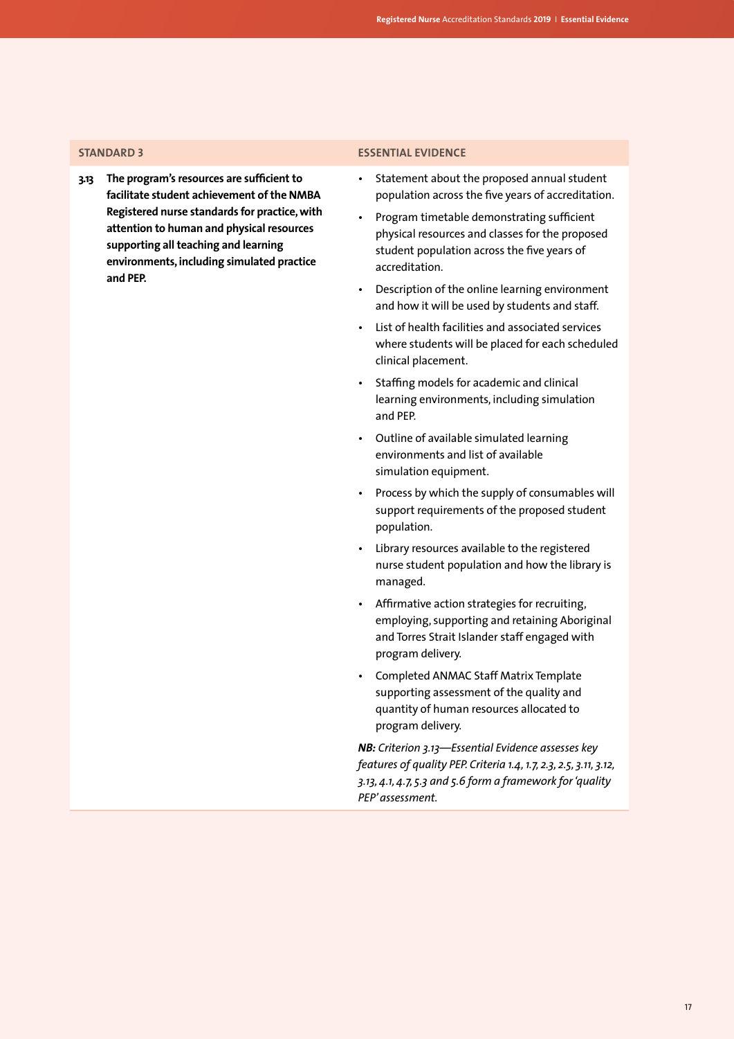| STANDARD 3 | ESSENTIAL EVIDENCE |
| --- | --- |
| **3.13 The program's resources are sufficient to facilitate student achievement of the NMBA Registered nurse standards for practice, with attention to human and physical resources supporting all teaching and learning environments, including simulated practice and PEP.** | • Statement about the proposed annual student population across the five years of accreditation.<br>• Program timetable demonstrating sufficient physical resources and classes for the proposed student population across the five years of accreditation.<br>• Description of the online learning environment and how it will be used by students and staff.<br>• List of health facilities and associated services where students will be placed for each scheduled clinical placement.<br>• Staffing models for academic and clinical learning environments, including simulation and PEP.<br>• Outline of available simulated learning environments and list of available simulation equipment.<br>• Process by which the supply of consumables will support requirements of the proposed student population.<br>• Library resources available to the registered nurse student population and how the library is managed.<br>• Affirmative action strategies for recruiting, employing, supporting and retaining Aboriginal and Torres Strait Islander staff engaged with program delivery.<br>• Completed ANMAC Staff Matrix Template supporting assessment of the quality and quantity of human resources allocated to program delivery.<br>***NB:*** *Criterion 3.13—Essential Evidence assesses key features of quality PEP. Criteria 1.4, 1.7, 2.3, 2.5, 3.11, 3.12, 3.13, 4.1, 4.7, 5.3 and 5.6 form a framework for 'quality PEP' assessment.* |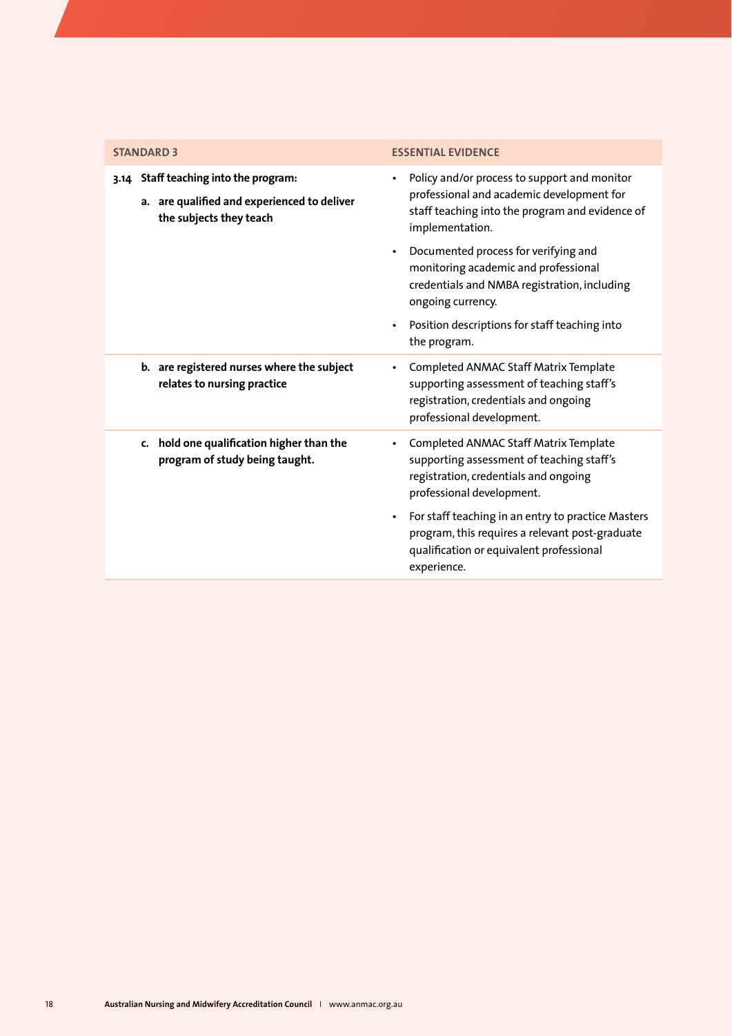| STANDARD 3 | ESSENTIAL EVIDENCE |
|---|---|
| **3.14 Staff teaching into the program:**<br><br>**a. are qualified and experienced to deliver the subjects they teach** | • Policy and/or process to support and monitor professional and academic development for staff teaching into the program and evidence of implementation.<br><br>• Documented process for verifying and monitoring academic and professional credentials and NMBA registration, including ongoing currency.<br><br>• Position descriptions for staff teaching into the program. |
| **b. are registered nurses where the subject relates to nursing practice** | • Completed ANMAC Staff Matrix Template supporting assessment of teaching staff's registration, credentials and ongoing professional development. |
| **c. hold one qualification higher than the program of study being taught.** | • Completed ANMAC Staff Matrix Template supporting assessment of teaching staff's registration, credentials and ongoing professional development.<br><br>• For staff teaching in an entry to practice Masters program, this requires a relevant post-graduate qualification or equivalent professional experience. |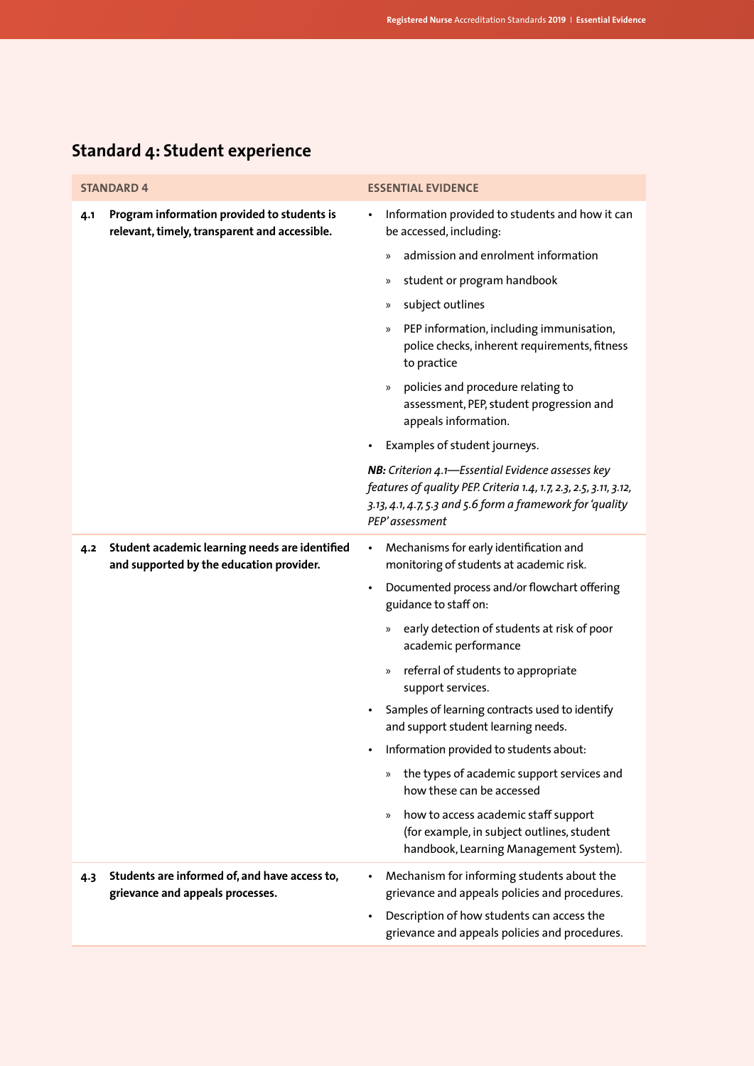## Standard 4: Student experience

| STANDARD 4 | ESSENTIAL EVIDENCE |
|---|---|
| **4.1 Program information provided to students is relevant, timely, transparent and accessible.** | • Information provided to students and how it can be accessed, including:<br>» admission and enrolment information<br>» student or program handbook<br>» subject outlines<br>» PEP information, including immunisation, police checks, inherent requirements, fitness to practice<br>» policies and procedure relating to assessment, PEP, student progression and appeals information.<br>• Examples of student journeys.<br>***NB:** Criterion 4.1—Essential Evidence assesses key features of quality PEP. Criteria 1.4, 1.7, 2.3, 2.5, 3.11, 3.12, 3.13, 4.1, 4.7, 5.3 and 5.6 form a framework for 'quality PEP' assessment* |
| **4.2 Student academic learning needs are identified and supported by the education provider.** | • Mechanisms for early identification and monitoring of students at academic risk.<br>• Documented process and/or flowchart offering guidance to staff on:<br>» early detection of students at risk of poor academic performance<br>» referral of students to appropriate support services.<br>• Samples of learning contracts used to identify and support student learning needs.<br>• Information provided to students about:<br>» the types of academic support services and how these can be accessed<br>» how to access academic staff support (for example, in subject outlines, student handbook, Learning Management System). |
| **4.3 Students are informed of, and have access to, grievance and appeals processes.** | • Mechanism for informing students about the grievance and appeals policies and procedures.<br>• Description of how students can access the grievance and appeals policies and procedures. |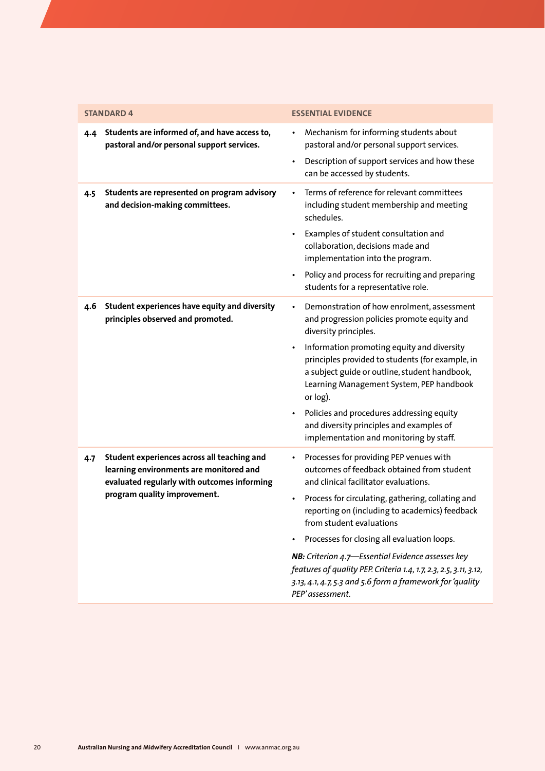| STANDARD 4 | ESSENTIAL EVIDENCE |
|---|---|
| **4.4 Students are informed of, and have access to, pastoral and/or personal support services.** | • Mechanism for informing students about pastoral and/or personal support services.<br>• Description of support services and how these can be accessed by students. |
| **4.5 Students are represented on program advisory and decision-making committees.** | • Terms of reference for relevant committees including student membership and meeting schedules.<br>• Examples of student consultation and collaboration, decisions made and implementation into the program.<br>• Policy and process for recruiting and preparing students for a representative role. |
| **4.6 Student experiences have equity and diversity principles observed and promoted.** | • Demonstration of how enrolment, assessment and progression policies promote equity and diversity principles.<br>• Information promoting equity and diversity principles provided to students (for example, in a subject guide or outline, student handbook, Learning Management System, PEP handbook or log).<br>• Policies and procedures addressing equity and diversity principles and examples of implementation and monitoring by staff. |
| **4.7 Student experiences across all teaching and learning environments are monitored and evaluated regularly with outcomes informing program quality improvement.** | • Processes for providing PEP venues with outcomes of feedback obtained from student and clinical facilitator evaluations.<br>• Process for circulating, gathering, collating and reporting on (including to academics) feedback from student evaluations<br>• Processes for closing all evaluation loops.<br><br>***NB:** Criterion 4.7—Essential Evidence assesses key features of quality PEP. Criteria 1.4, 1.7, 2.3, 2.5, 3.11, 3.12, 3.13, 4.1, 4.7, 5.3 and 5.6 form a framework for 'quality PEP' assessment.* |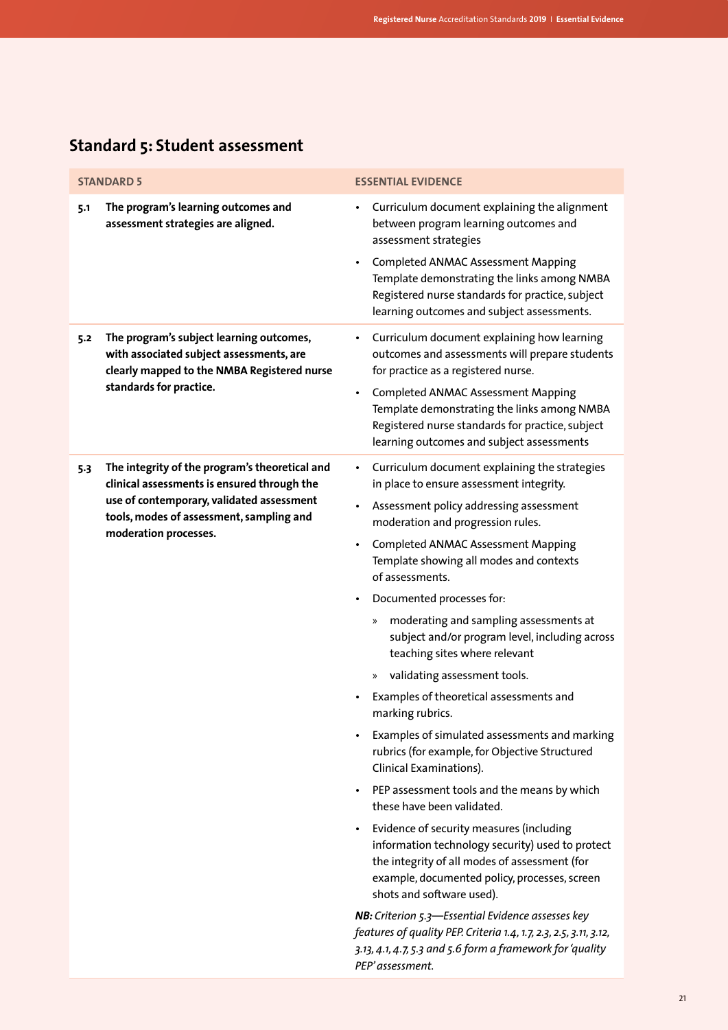## Standard 5: Student assessment

| STANDARD 5 | ESSENTIAL EVIDENCE |
|---|---|
| **5.1 The program's learning outcomes and assessment strategies are aligned.** | • Curriculum document explaining the alignment between program learning outcomes and assessment strategies<br>• Completed ANMAC Assessment Mapping Template demonstrating the links among NMBA Registered nurse standards for practice, subject learning outcomes and subject assessments. |
| **5.2 The program's subject learning outcomes, with associated subject assessments, are clearly mapped to the NMBA Registered nurse standards for practice.** | • Curriculum document explaining how learning outcomes and assessments will prepare students for practice as a registered nurse.<br>• Completed ANMAC Assessment Mapping Template demonstrating the links among NMBA Registered nurse standards for practice, subject learning outcomes and subject assessments |
| **5.3 The integrity of the program's theoretical and clinical assessments is ensured through the use of contemporary, validated assessment tools, modes of assessment, sampling and moderation processes.** | • Curriculum document explaining the strategies in place to ensure assessment integrity.<br>• Assessment policy addressing assessment moderation and progression rules.<br>• Completed ANMAC Assessment Mapping Template showing all modes and contexts of assessments.<br>• Documented processes for:<br>» moderating and sampling assessments at subject and/or program level, including across teaching sites where relevant<br>» validating assessment tools.<br>• Examples of theoretical assessments and marking rubrics.<br>• Examples of simulated assessments and marking rubrics (for example, for Objective Structured Clinical Examinations).<br>• PEP assessment tools and the means by which these have been validated.<br>• Evidence of security measures (including information technology security) used to protect the integrity of all modes of assessment (for example, documented policy, processes, screen shots and software used).<br>***NB:** Criterion 5.3—Essential Evidence assesses key features of quality PEP. Criteria 1.4, 1.7, 2.3, 2.5, 3.11, 3.12, 3.13, 4.1, 4.7, 5.3 and 5.6 form a framework for 'quality PEP' assessment.* |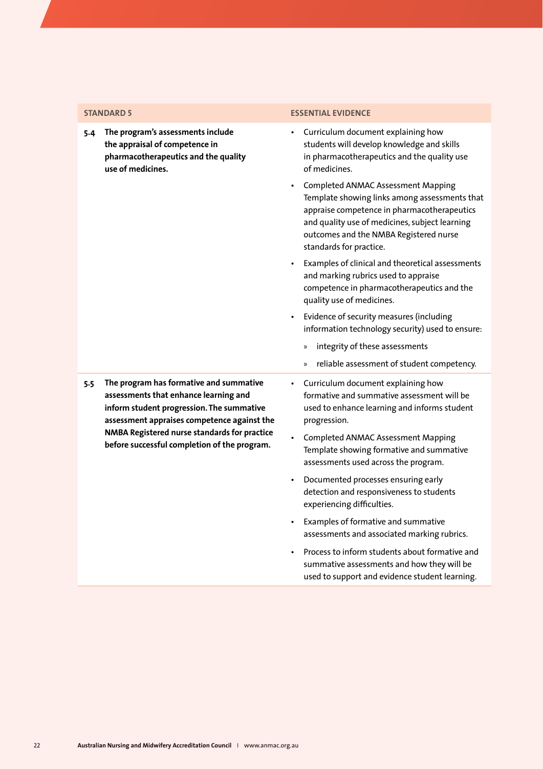| STANDARD 5 | ESSENTIAL EVIDENCE |
|---|---|
| **5.4 The program's assessments include the appraisal of competence in pharmacotherapeutics and the quality use of medicines.** | • Curriculum document explaining how students will develop knowledge and skills in pharmacotherapeutics and the quality use of medicines.<br>• Completed ANMAC Assessment Mapping Template showing links among assessments that appraise competence in pharmacotherapeutics and quality use of medicines, subject learning outcomes and the NMBA Registered nurse standards for practice.<br>• Examples of clinical and theoretical assessments and marking rubrics used to appraise competence in pharmacotherapeutics and the quality use of medicines.<br>• Evidence of security measures (including information technology security) used to ensure:<br>  » integrity of these assessments<br>  » reliable assessment of student competency. |
| **5.5 The program has formative and summative assessments that enhance learning and inform student progression. The summative assessment appraises competence against the NMBA Registered nurse standards for practice before successful completion of the program.** | • Curriculum document explaining how formative and summative assessment will be used to enhance learning and informs student progression.<br>• Completed ANMAC Assessment Mapping Template showing formative and summative assessments used across the program.<br>• Documented processes ensuring early detection and responsiveness to students experiencing difficulties.<br>• Examples of formative and summative assessments and associated marking rubrics.<br>• Process to inform students about formative and summative assessments and how they will be used to support and evidence student learning. |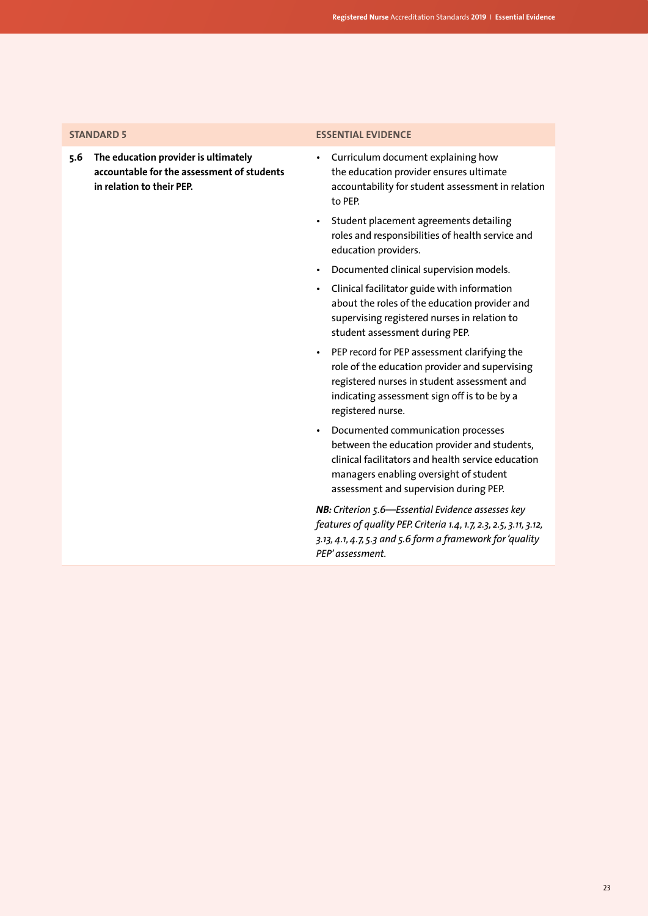| STANDARD 5 | ESSENTIAL EVIDENCE |
|---|---|
| **5.6 The education provider is ultimately accountable for the assessment of students in relation to their PEP.** | • Curriculum document explaining how the education provider ensures ultimate accountability for student assessment in relation to PEP.<br>• Student placement agreements detailing roles and responsibilities of health service and education providers.<br>• Documented clinical supervision models.<br>• Clinical facilitator guide with information about the roles of the education provider and supervising registered nurses in relation to student assessment during PEP.<br>• PEP record for PEP assessment clarifying the role of the education provider and supervising registered nurses in student assessment and indicating assessment sign off is to be by a registered nurse.<br>• Documented communication processes between the education provider and students, clinical facilitators and health service education managers enabling oversight of student assessment and supervision during PEP.<br>***NB:*** *Criterion 5.6—Essential Evidence assesses key features of quality PEP. Criteria 1.4, 1.7, 2.3, 2.5, 3.11, 3.12, 3.13, 4.1, 4.7, 5.3 and 5.6 form a framework for 'quality PEP' assessment.* |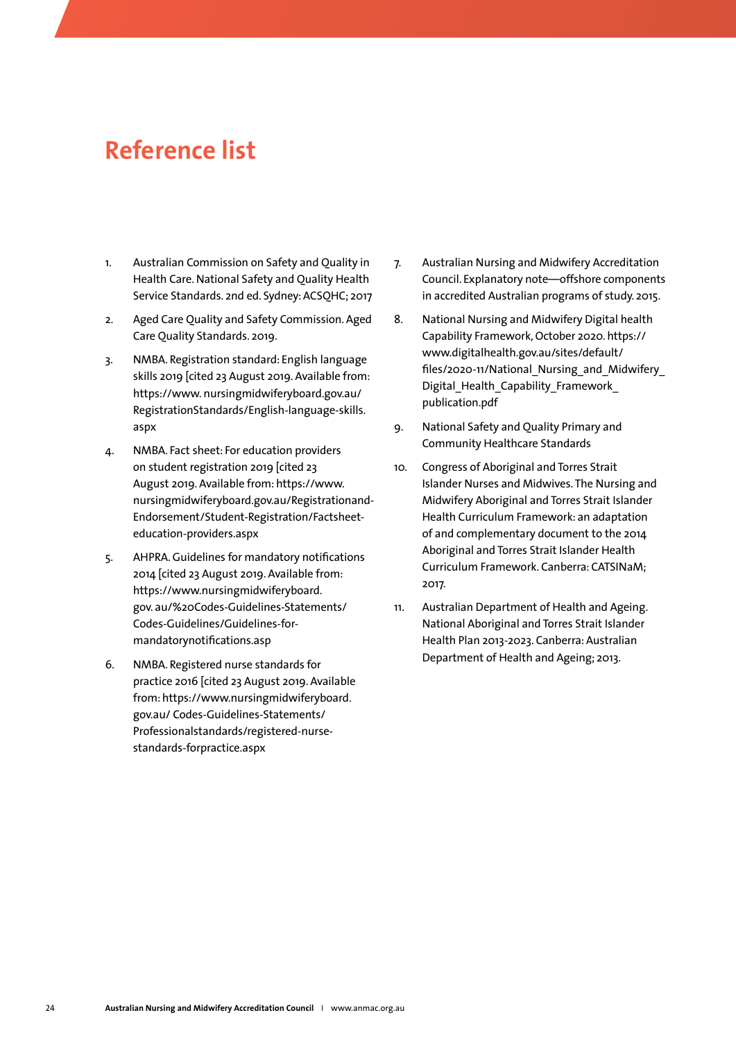# Reference list

1. Australian Commission on Safety and Quality in Health Care. National Safety and Quality Health Service Standards. 2nd ed. Sydney: ACSQHC; 2017
2. Aged Care Quality and Safety Commission. Aged Care Quality Standards. 2019.
3. NMBA. Registration standard: English language skills 2019 [cited 23 August 2019. Available from: https://www. nursingmidwiferyboard.gov.au/ RegistrationStandards/English-language-skills. aspx
4. NMBA. Fact sheet: For education providers on student registration 2019 [cited 23 August 2019. Available from: https://www. nursingmidwiferyboard.gov.au/Registrationand-Endorsement/Student-Registration/Factsheet-education-providers.aspx
5. AHPRA. Guidelines for mandatory notifications 2014 [cited 23 August 2019. Available from: https://www.nursingmidwiferyboard. gov. au/%20Codes-Guidelines-Statements/ Codes-Guidelines/Guidelines-for-mandatorynotifications.asp
6. NMBA. Registered nurse standards for practice 2016 [cited 23 August 2019. Available from: https://www.nursingmidwiferyboard. gov.au/ Codes-Guidelines-Statements/ Professionalstandards/registered-nurse-standards-forpractice.aspx
7. Australian Nursing and Midwifery Accreditation Council. Explanatory note—offshore components in accredited Australian programs of study. 2015.
8. National Nursing and Midwifery Digital health Capability Framework, October 2020. https:// www.digitalhealth.gov.au/sites/default/ files/2020-11/National_Nursing_and_Midwifery_ Digital_Health_Capability_Framework_ publication.pdf
9. National Safety and Quality Primary and Community Healthcare Standards
10. Congress of Aboriginal and Torres Strait Islander Nurses and Midwives. The Nursing and Midwifery Aboriginal and Torres Strait Islander Health Curriculum Framework: an adaptation of and complementary document to the 2014 Aboriginal and Torres Strait Islander Health Curriculum Framework. Canberra: CATSINaM; 2017.
11. Australian Department of Health and Ageing. National Aboriginal and Torres Strait Islander Health Plan 2013-2023. Canberra: Australian Department of Health and Ageing; 2013.